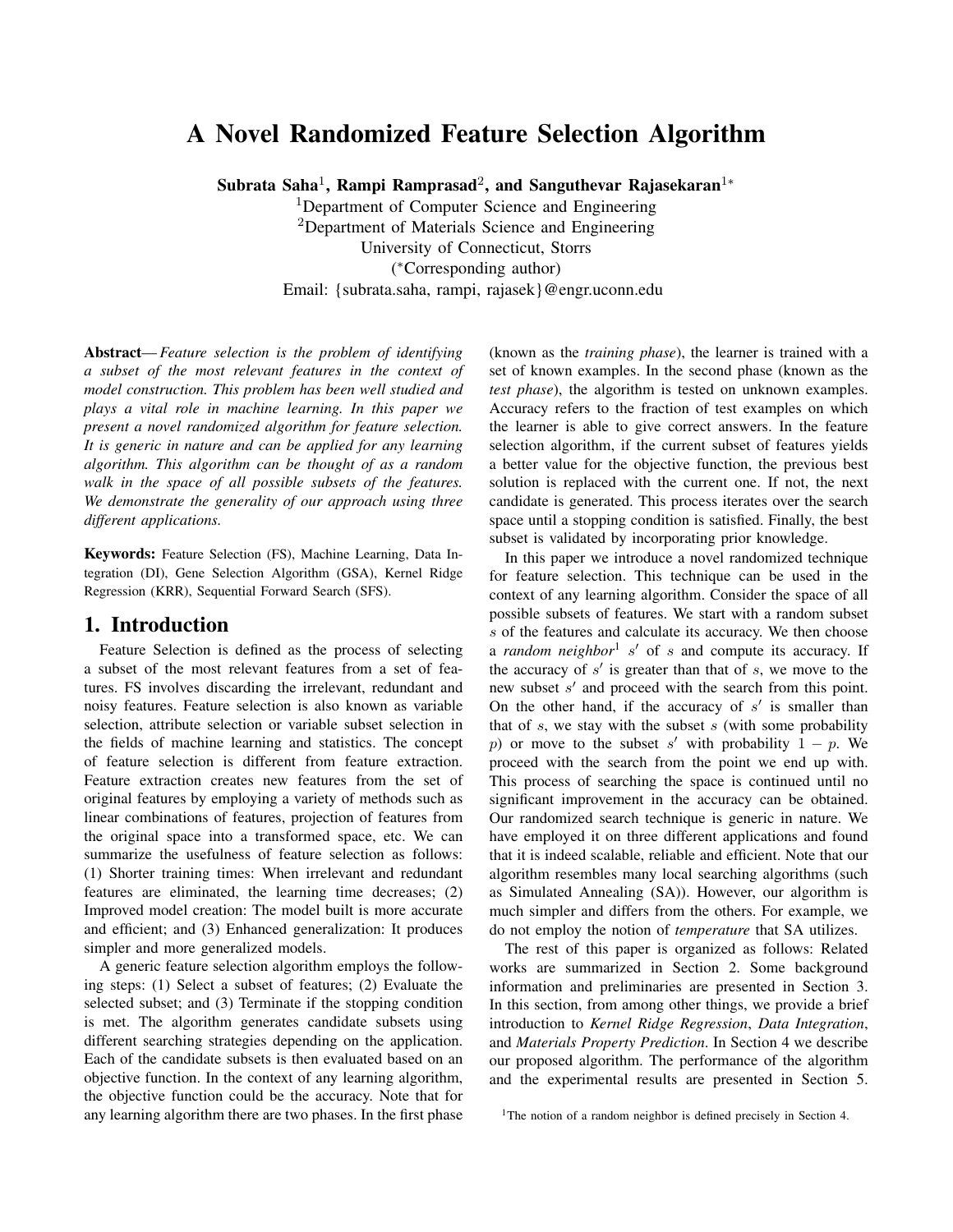# A Novel Randomized Feature Selection Algorithm

**Subrata Saha[1], Rampi Ramprasad[2], and Sanguthevar Rajasekaran[1*]**

[1]Department of Computer Science and Engineering
[2]Department of Materials Science and Engineering
University of Connecticut, Storrs
(*Corresponding author)
Email: {subrata.saha, rampi, rajasek}@engr.uconn.edu

**Abstract**— *Feature selection is the problem of identifying a subset of the most relevant features in the context of model construction. This problem has been well studied and plays a vital role in machine learning. In this paper we present a novel randomized algorithm for feature selection. It is generic in nature and can be applied for any learning algorithm. This algorithm can be thought of as a random walk in the space of all possible subsets of the features. We demonstrate the generality of our approach using three different applications.*

**Keywords:** Feature Selection (FS), Machine Learning, Data Integration (DI), Gene Selection Algorithm (GSA), Kernel Ridge Regression (KRR), Sequential Forward Search (SFS).

## 1. Introduction

Feature Selection is defined as the process of selecting a subset of the most relevant features from a set of features. FS involves discarding the irrelevant, redundant and noisy features. Feature selection is also known as variable selection, attribute selection or variable subset selection in the fields of machine learning and statistics. The concept of feature selection is different from feature extraction. Feature extraction creates new features from the set of original features by employing a variety of methods such as linear combinations of features, projection of features from the original space into a transformed space, etc. We can summarize the usefulness of feature selection as follows: (1) Shorter training times: When irrelevant and redundant features are eliminated, the learning time decreases; (2) Improved model creation: The model built is more accurate and efficient; and (3) Enhanced generalization: It produces simpler and more generalized models.

A generic feature selection algorithm employs the following steps: (1) Select a subset of features; (2) Evaluate the selected subset; and (3) Terminate if the stopping condition is met. The algorithm generates candidate subsets using different searching strategies depending on the application. Each of the candidate subsets is then evaluated based on an objective function. In the context of any learning algorithm, the objective function could be the accuracy. Note that for any learning algorithm there are two phases. In the first phase (known as the *training phase*), the learner is trained with a set of known examples. In the second phase (known as the *test phase*), the algorithm is tested on unknown examples. Accuracy refers to the fraction of test examples on which the learner is able to give correct answers. In the feature selection algorithm, if the current subset of features yields a better value for the objective function, the previous best solution is replaced with the current one. If not, the next candidate is generated. This process iterates over the search space until a stopping condition is satisfied. Finally, the best subset is validated by incorporating prior knowledge.

In this paper we introduce a novel randomized technique for feature selection. This technique can be used in the context of any learning algorithm. Consider the space of all possible subsets of features. We start with a random subset $s$ of the features and calculate its accuracy. We then choose a *random neighbor*[1] $s'$ of $s$ and compute its accuracy. If the accuracy of $s'$ is greater than that of $s$, we move to the new subset $s'$ and proceed with the search from this point. On the other hand, if the accuracy of $s'$ is smaller than that of $s$, we stay with the subset $s$ (with some probability $p$) or move to the subset $s'$ with probability $1 - p$. We proceed with the search from the point we end up with. This process of searching the space is continued until no significant improvement in the accuracy can be obtained. Our randomized search technique is generic in nature. We have employed it on three different applications and found that it is indeed scalable, reliable and efficient. Note that our algorithm resembles many local searching algorithms (such as Simulated Annealing (SA)). However, our algorithm is much simpler and differs from the others. For example, we do not employ the notion of *temperature* that SA utilizes.

The rest of this paper is organized as follows: Related works are summarized in Section 2. Some background information and preliminaries are presented in Section 3. In this section, from among other things, we provide a brief introduction to *Kernel Ridge Regression*, *Data Integration*, and *Materials Property Prediction*. In Section 4 we describe our proposed algorithm. The performance of the algorithm and the experimental results are presented in Section 5.

[1]The notion of a random neighbor is defined precisely in Section 4.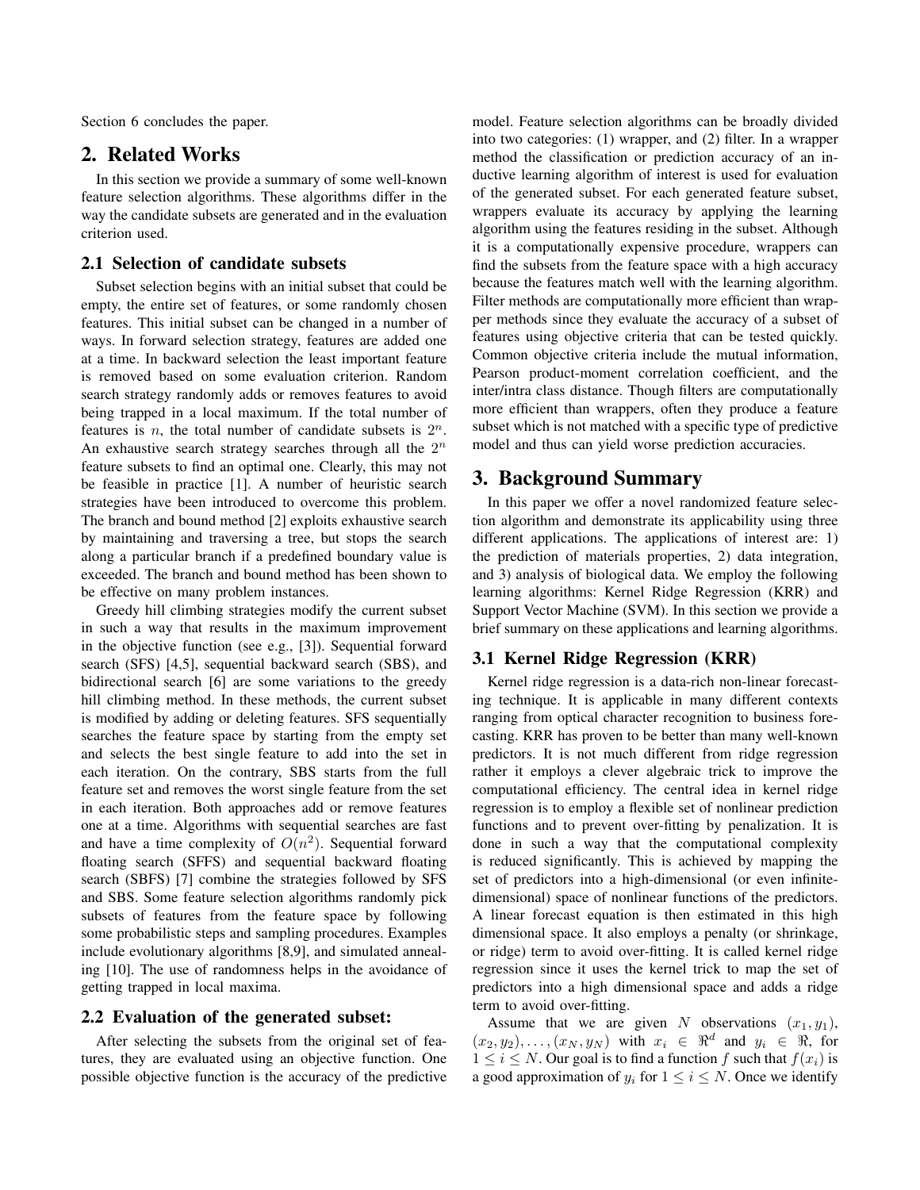Section 6 concludes the paper.

## 2. Related Works

In this section we provide a summary of some well-known feature selection algorithms. These algorithms differ in the way the candidate subsets are generated and in the evaluation criterion used.

### 2.1 Selection of candidate subsets

Subset selection begins with an initial subset that could be empty, the entire set of features, or some randomly chosen features. This initial subset can be changed in a number of ways. In forward selection strategy, features are added one at a time. In backward selection the least important feature is removed based on some evaluation criterion. Random search strategy randomly adds or removes features to avoid being trapped in a local maximum. If the total number of features is $n$, the total number of candidate subsets is $2^n$. An exhaustive search strategy searches through all the $2^n$ feature subsets to find an optimal one. Clearly, this may not be feasible in practice [1]. A number of heuristic search strategies have been introduced to overcome this problem. The branch and bound method [2] exploits exhaustive search by maintaining and traversing a tree, but stops the search along a particular branch if a predefined boundary value is exceeded. The branch and bound method has been shown to be effective on many problem instances.

Greedy hill climbing strategies modify the current subset in such a way that results in the maximum improvement in the objective function (see e.g., [3]). Sequential forward search (SFS) [4,5], sequential backward search (SBS), and bidirectional search [6] are some variations to the greedy hill climbing method. In these methods, the current subset is modified by adding or deleting features. SFS sequentially searches the feature space by starting from the empty set and selects the best single feature to add into the set in each iteration. On the contrary, SBS starts from the full feature set and removes the worst single feature from the set in each iteration. Both approaches add or remove features one at a time. Algorithms with sequential searches are fast and have a time complexity of $O(n^2)$. Sequential forward floating search (SFFS) and sequential backward floating search (SBFS) [7] combine the strategies followed by SFS and SBS. Some feature selection algorithms randomly pick subsets of features from the feature space by following some probabilistic steps and sampling procedures. Examples include evolutionary algorithms [8,9], and simulated annealing [10]. The use of randomness helps in the avoidance of getting trapped in local maxima.

### 2.2 Evaluation of the generated subset:

After selecting the subsets from the original set of features, they are evaluated using an objective function. One possible objective function is the accuracy of the predictive model. Feature selection algorithms can be broadly divided into two categories: (1) wrapper, and (2) filter. In a wrapper method the classification or prediction accuracy of an inductive learning algorithm of interest is used for evaluation of the generated subset. For each generated feature subset, wrappers evaluate its accuracy by applying the learning algorithm using the features residing in the subset. Although it is a computationally expensive procedure, wrappers can find the subsets from the feature space with a high accuracy because the features match well with the learning algorithm. Filter methods are computationally more efficient than wrapper methods since they evaluate the accuracy of a subset of features using objective criteria that can be tested quickly. Common objective criteria include the mutual information, Pearson product-moment correlation coefficient, and the inter/intra class distance. Though filters are computationally more efficient than wrappers, often they produce a feature subset which is not matched with a specific type of predictive model and thus can yield worse prediction accuracies.

## 3. Background Summary

In this paper we offer a novel randomized feature selection algorithm and demonstrate its applicability using three different applications. The applications of interest are: 1) the prediction of materials properties, 2) data integration, and 3) analysis of biological data. We employ the following learning algorithms: Kernel Ridge Regression (KRR) and Support Vector Machine (SVM). In this section we provide a brief summary on these applications and learning algorithms.

### 3.1 Kernel Ridge Regression (KRR)

Kernel ridge regression is a data-rich non-linear forecasting technique. It is applicable in many different contexts ranging from optical character recognition to business forecasting. KRR has proven to be better than many well-known predictors. It is not much different from ridge regression rather it employs a clever algebraic trick to improve the computational efficiency. The central idea in kernel ridge regression is to employ a flexible set of nonlinear prediction functions and to prevent over-fitting by penalization. It is done in such a way that the computational complexity is reduced significantly. This is achieved by mapping the set of predictors into a high-dimensional (or even infinite-dimensional) space of nonlinear functions of the predictors. A linear forecast equation is then estimated in this high dimensional space. It also employs a penalty (or shrinkage, or ridge) term to avoid over-fitting. It is called kernel ridge regression since it uses the kernel trick to map the set of predictors into a high dimensional space and adds a ridge term to avoid over-fitting.

Assume that we are given $N$ observations $(x_1, y_1)$, $(x_2, y_2), \ldots, (x_N, y_N)$ with $x_i \in \Re^d$ and $y_i \in \Re$, for $1 \leq i \leq N$. Our goal is to find a function $f$ such that $f(x_i)$ is a good approximation of $y_i$ for $1 \leq i \leq N$. Once we identify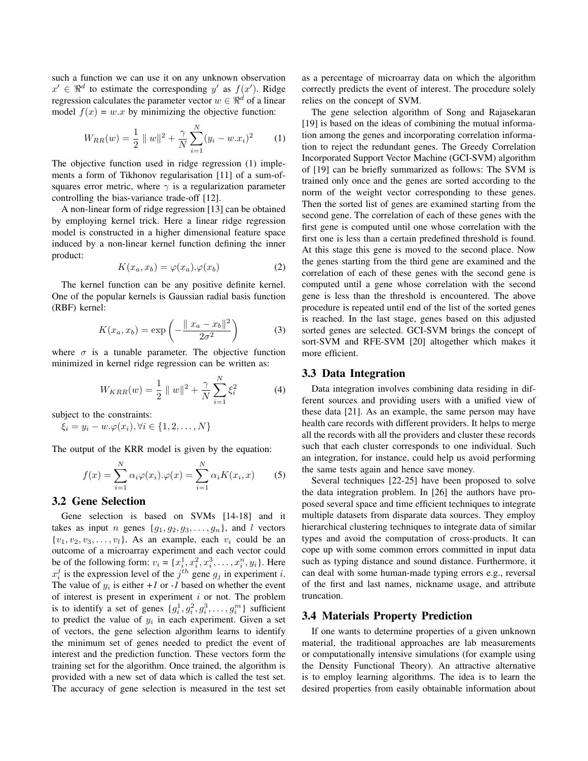such a function we can use it on any unknown observation $x' \in \Re^d$ to estimate the corresponding $y'$ as $f(x')$. Ridge regression calculates the parameter vector $w \in \Re^d$ of a linear model $f(x) = w.x$ by minimizing the objective function:

$$W_{RR}(w) = \frac{1}{2} \parallel w\|^2 + \frac{\gamma}{N} \sum_{i=1}^{N} (y_i - w.x_i)^2 \tag{1}$$

The objective function used in ridge regression (1) implements a form of Tikhonov regularisation [11] of a sum-of-squares error metric, where $\gamma$ is a regularization parameter controlling the bias-variance trade-off [12].

A non-linear form of ridge regression [13] can be obtained by employing kernel trick. Here a linear ridge regression model is constructed in a higher dimensional feature space induced by a non-linear kernel function defining the inner product:

$$K(x_a, x_b) = \varphi(x_a).\varphi(x_b) \tag{2}$$

The kernel function can be any positive definite kernel. One of the popular kernels is Gaussian radial basis function (RBF) kernel:

$$K(x_a, x_b) = \exp\left(-\frac{\parallel x_a - x_b\|^2}{2\sigma^2}\right) \tag{3}$$

where $\sigma$ is a tunable parameter. The objective function minimized in kernel ridge regression can be written as:

$$W_{KRR}(w) = \frac{1}{2} \parallel w\|^2 + \frac{\gamma}{N} \sum_{i=1}^{N} \xi_i^2 \tag{4}$$

subject to the constraints:

$\xi_i = y_i - w.\varphi(x_i), \forall i \in \{1, 2, \ldots, N\}$

The output of the KRR model is given by the equation:

$$f(x) = \sum_{i=1}^{N} \alpha_i \varphi(x_i).\varphi(x) = \sum_{i=1}^{N} \alpha_i K(x_i, x) \tag{5}$$

### 3.2 Gene Selection

Gene selection is based on SVMs [14-18] and it takes as input $n$ genes $\{g_1, g_2, g_3, \ldots, g_n\}$, and $l$ vectors $\{v_1, v_2, v_3, \ldots, v_l\}$. As an example, each $v_i$ could be an outcome of a microarray experiment and each vector could be of the following form: $v_i = \{x_i^1, x_i^2, x_i^3, \ldots, x_i^n, y_i\}$. Here $x_i^j$ is the expression level of the $j^{th}$ gene $g_j$ in experiment $i$. The value of $y_i$ is either *+1* or *-1* based on whether the event of interest is present in experiment $i$ or not. The problem is to identify a set of genes $\{g_i^1, g_i^2, g_i^3, \ldots, g_i^m\}$ sufficient to predict the value of $y_i$ in each experiment. Given a set of vectors, the gene selection algorithm learns to identify the minimum set of genes needed to predict the event of interest and the prediction function. These vectors form the training set for the algorithm. Once trained, the algorithm is provided with a new set of data which is called the test set. The accuracy of gene selection is measured in the test set as a percentage of microarray data on which the algorithm correctly predicts the event of interest. The procedure solely relies on the concept of SVM.

The gene selection algorithm of Song and Rajasekaran [19] is based on the ideas of combining the mutual information among the genes and incorporating correlation information to reject the redundant genes. The Greedy Correlation Incorporated Support Vector Machine (GCI-SVM) algorithm of [19] can be briefly summarized as follows: The SVM is trained only once and the genes are sorted according to the norm of the weight vector corresponding to these genes. Then the sorted list of genes are examined starting from the second gene. The correlation of each of these genes with the first gene is computed until one whose correlation with the first one is less than a certain predefined threshold is found. At this stage this gene is moved to the second place. Now the genes starting from the third gene are examined and the correlation of each of these genes with the second gene is computed until a gene whose correlation with the second gene is less than the threshold is encountered. The above procedure is repeated until end of the list of the sorted genes is reached. In the last stage, genes based on this adjusted sorted genes are selected. GCI-SVM brings the concept of sort-SVM and RFE-SVM [20] altogether which makes it more efficient.

### 3.3 Data Integration

Data integration involves combining data residing in different sources and providing users with a unified view of these data [21]. As an example, the same person may have health care records with different providers. It helps to merge all the records with all the providers and cluster these records such that each cluster corresponds to one individual. Such an integration, for instance, could help us avoid performing the same tests again and hence save money.

Several techniques [22-25] have been proposed to solve the data integration problem. In [26] the authors have proposed several space and time efficient techniques to integrate multiple datasets from disparate data sources. They employ hierarchical clustering techniques to integrate data of similar types and avoid the computation of cross-products. It can cope up with some common errors committed in input data such as typing distance and sound distance. Furthermore, it can deal with some human-made typing errors e.g., reversal of the first and last names, nickname usage, and attribute truncation.

### 3.4 Materials Property Prediction

If one wants to determine properties of a given unknown material, the traditional approaches are lab measurements or computationally intensive simulations (for example using the Density Functional Theory). An attractive alternative is to employ learning algorithms. The idea is to learn the desired properties from easily obtainable information about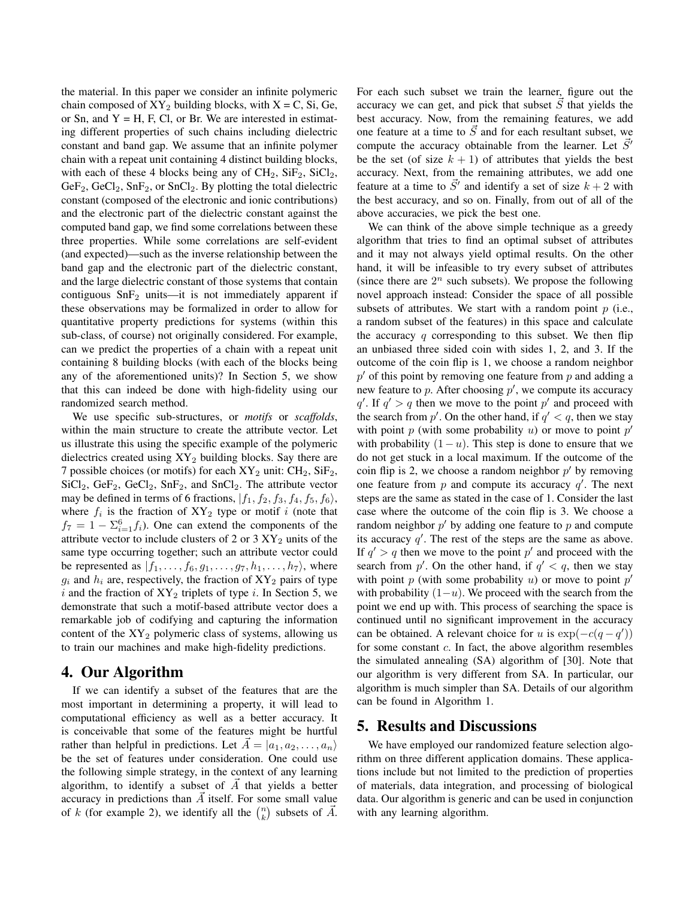the material. In this paper we consider an infinite polymeric chain composed of $XY_2$ building blocks, with X = C, Si, Ge, or Sn, and Y = H, F, Cl, or Br. We are interested in estimating different properties of such chains including dielectric constant and band gap. We assume that an infinite polymer chain with a repeat unit containing 4 distinct building blocks, with each of these 4 blocks being any of $CH_2$, $SiF_2$, $SiCl_2$, $GeF_2$, $GeCl_2$, $SnF_2$, or $SnCl_2$. By plotting the total dielectric constant (composed of the electronic and ionic contributions) and the electronic part of the dielectric constant against the computed band gap, we find some correlations between these three properties. While some correlations are self-evident (and expected)—such as the inverse relationship between the band gap and the electronic part of the dielectric constant, and the large dielectric constant of those systems that contain contiguous $SnF_2$ units—it is not immediately apparent if these observations may be formalized in order to allow for quantitative property predictions for systems (within this sub-class, of course) not originally considered. For example, can we predict the properties of a chain with a repeat unit containing 8 building blocks (with each of the blocks being any of the aforementioned units)? In Section 5, we show that this can indeed be done with high-fidelity using our randomized search method.

We use specific sub-structures, or *motifs* or *scaffolds*, within the main structure to create the attribute vector. Let us illustrate this using the specific example of the polymeric dielectrics created using $XY_2$ building blocks. Say there are 7 possible choices (or motifs) for each $XY_2$ unit: $CH_2$, $SiF_2$, $SiCl_2$, $GeF_2$, $GeCl_2$, $SnF_2$, and $SnCl_2$. The attribute vector may be defined in terms of 6 fractions, $|f_1, f_2, f_3, f_4, f_5, f_6\rangle$, where $f_i$ is the fraction of $XY_2$ type or motif $i$ (note that $f_7 = 1 - \Sigma_{i=1}^{6} f_i$). One can extend the components of the attribute vector to include clusters of 2 or 3 $XY_2$ units of the same type occurring together; such an attribute vector could be represented as $|f_1, \ldots, f_6, g_1, \ldots, g_7, h_1, \ldots, h_7\rangle$, where $g_i$ and $h_i$ are, respectively, the fraction of $XY_2$ pairs of type $i$ and the fraction of $XY_2$ triplets of type $i$. In Section 5, we demonstrate that such a motif-based attribute vector does a remarkable job of codifying and capturing the information content of the $XY_2$ polymeric class of systems, allowing us to train our machines and make high-fidelity predictions.

## 4. Our Algorithm

If we can identify a subset of the features that are the most important in determining a property, it will lead to computational efficiency as well as a better accuracy. It is conceivable that some of the features might be hurtful rather than helpful in predictions. Let $\vec{A} = |a_1, a_2, \ldots, a_n\rangle$ be the set of features under consideration. One could use the following simple strategy, in the context of any learning algorithm, to identify a subset of $\vec{A}$ that yields a better accuracy in predictions than $\vec{A}$ itself. For some small value of $k$ (for example 2), we identify all the $\binom{n}{k}$ subsets of $\vec{A}$. For each such subset we train the learner, figure out the accuracy we can get, and pick that subset $\vec{S}$ that yields the best accuracy. Now, from the remaining features, we add one feature at a time to $\vec{S}$ and for each resultant subset, we compute the accuracy obtainable from the learner. Let $\vec{S}'$ be the set (of size $k+1$) of attributes that yields the best accuracy. Next, from the remaining attributes, we add one feature at a time to $\vec{S}'$ and identify a set of size $k+2$ with the best accuracy, and so on. Finally, from out of all of the above accuracies, we pick the best one.

We can think of the above simple technique as a greedy algorithm that tries to find an optimal subset of attributes and it may not always yield optimal results. On the other hand, it will be infeasible to try every subset of attributes (since there are $2^n$ such subsets). We propose the following novel approach instead: Consider the space of all possible subsets of attributes. We start with a random point $p$ (i.e., a random subset of the features) in this space and calculate the accuracy $q$ corresponding to this subset. We then flip an unbiased three sided coin with sides 1, 2, and 3. If the outcome of the coin flip is 1, we choose a random neighbor $p'$ of this point by removing one feature from $p$ and adding a new feature to $p$. After choosing $p'$, we compute its accuracy $q'$. If $q' > q$ then we move to the point $p'$ and proceed with the search from $p'$. On the other hand, if $q' < q$, then we stay with point $p$ (with some probability $u$) or move to point $p'$ with probability $(1-u)$. This step is done to ensure that we do not get stuck in a local maximum. If the outcome of the coin flip is 2, we choose a random neighbor $p'$ by removing one feature from $p$ and compute its accuracy $q'$. The next steps are the same as stated in the case of 1. Consider the last case where the outcome of the coin flip is 3. We choose a random neighbor $p'$ by adding one feature to $p$ and compute its accuracy $q'$. The rest of the steps are the same as above. If $q' > q$ then we move to the point $p'$ and proceed with the search from $p'$. On the other hand, if $q' < q$, then we stay with point $p$ (with some probability $u$) or move to point $p'$ with probability $(1-u)$. We proceed with the search from the point we end up with. This process of searching the space is continued until no significant improvement in the accuracy can be obtained. A relevant choice for $u$ is $\exp(-c(q-q'))$ for some constant $c$. In fact, the above algorithm resembles the simulated annealing (SA) algorithm of [30]. Note that our algorithm is very different from SA. In particular, our algorithm is much simpler than SA. Details of our algorithm can be found in Algorithm 1.

## 5. Results and Discussions

We have employed our randomized feature selection algorithm on three different application domains. These applications include but not limited to the prediction of properties of materials, data integration, and processing of biological data. Our algorithm is generic and can be used in conjunction with any learning algorithm.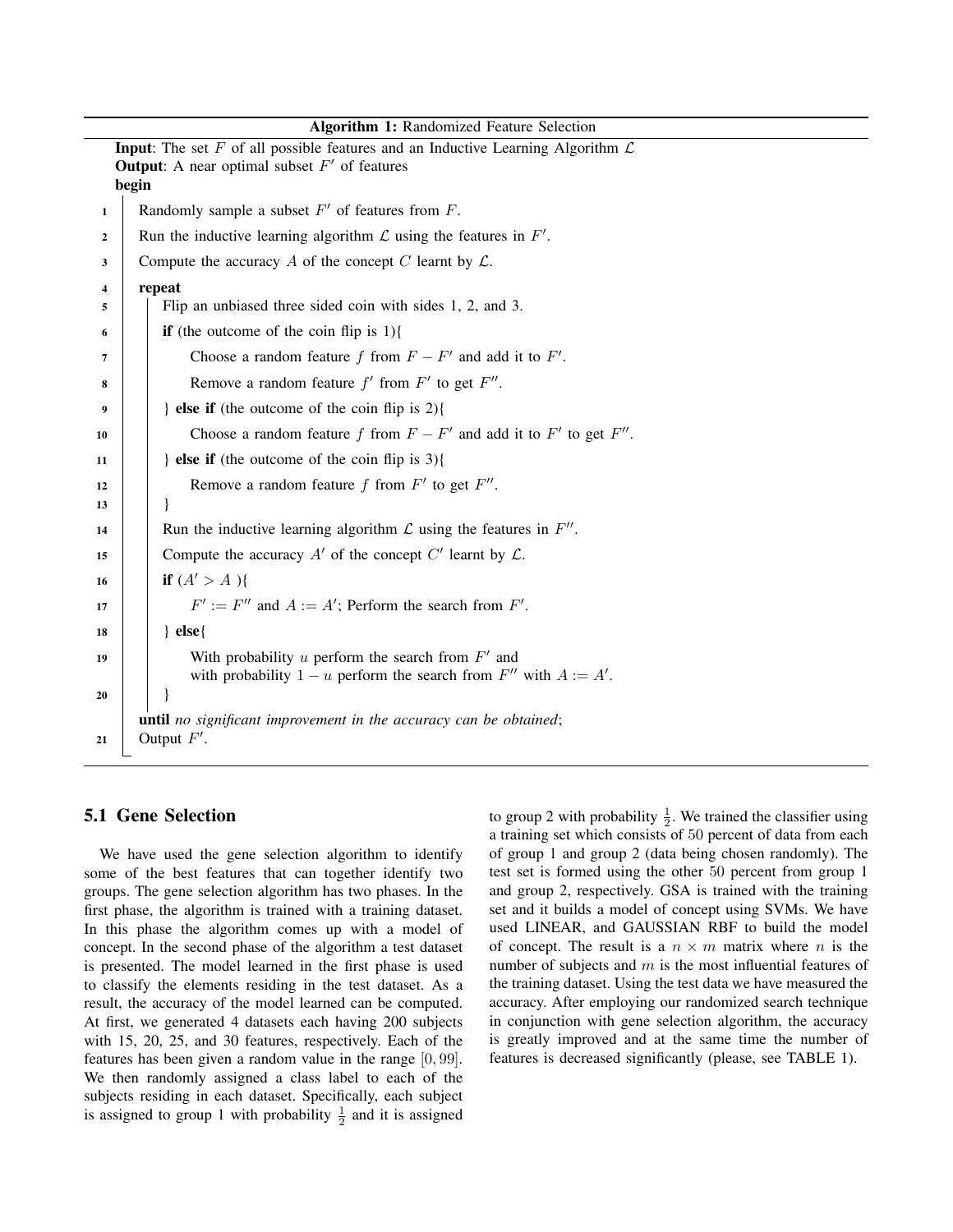**Algorithm 1:** Randomized Feature Selection

```
Input: The set F of all possible features and an Inductive Learning Algorithm L
Output: A near optimal subset F' of features
begin
1    Randomly sample a subset F' of features from F.
2    Run the inductive learning algorithm L using the features in F'.
3    Compute the accuracy A of the concept C learnt by L.
4    repeat
5        Flip an unbiased three sided coin with sides 1, 2, and 3.
6        if (the outcome of the coin flip is 1){
7            Choose a random feature f from F − F' and add it to F'.
8            Remove a random feature f' from F' to get F''.
9        } else if (the outcome of the coin flip is 2){
10           Choose a random feature f from F − F' and add it to F' to get F''.
11       } else if (the outcome of the coin flip is 3){
12           Remove a random feature f from F' to get F''.
13       }
14       Run the inductive learning algorithm L using the features in F''.
15       Compute the accuracy A' of the concept C' learnt by L.
16       if (A' > A ){
17           F' := F'' and A := A'; Perform the search from F'.
18       } else{
19           With probability u perform the search from F' and
             with probability 1 − u perform the search from F'' with A := A'.
20       }
     until no significant improvement in the accuracy can be obtained;
21   Output F'.
```

## 5.1 Gene Selection

We have used the gene selection algorithm to identify some of the best features that can together identify two groups. The gene selection algorithm has two phases. In the first phase, the algorithm is trained with a training dataset. In this phase the algorithm comes up with a model of concept. In the second phase of the algorithm a test dataset is presented. The model learned in the first phase is used to classify the elements residing in the test dataset. As a result, the accuracy of the model learned can be computed. At first, we generated 4 datasets each having 200 subjects with 15, 20, 25, and 30 features, respectively. Each of the features has been given a random value in the range $[0, 99]$. We then randomly assigned a class label to each of the subjects residing in each dataset. Specifically, each subject is assigned to group 1 with probability $\frac{1}{2}$ and it is assigned to group 2 with probability $\frac{1}{2}$. We trained the classifier using a training set which consists of 50 percent of data from each of group 1 and group 2 (data being chosen randomly). The test set is formed using the other 50 percent from group 1 and group 2, respectively. GSA is trained with the training set and it builds a model of concept using SVMs. We have used LINEAR, and GAUSSIAN RBF to build the model of concept. The result is a $n \times m$ matrix where $n$ is the number of subjects and $m$ is the most influential features of the training dataset. Using the test data we have measured the accuracy. After employing our randomized search technique in conjunction with gene selection algorithm, the accuracy is greatly improved and at the same time the number of features is decreased significantly (please, see TABLE 1).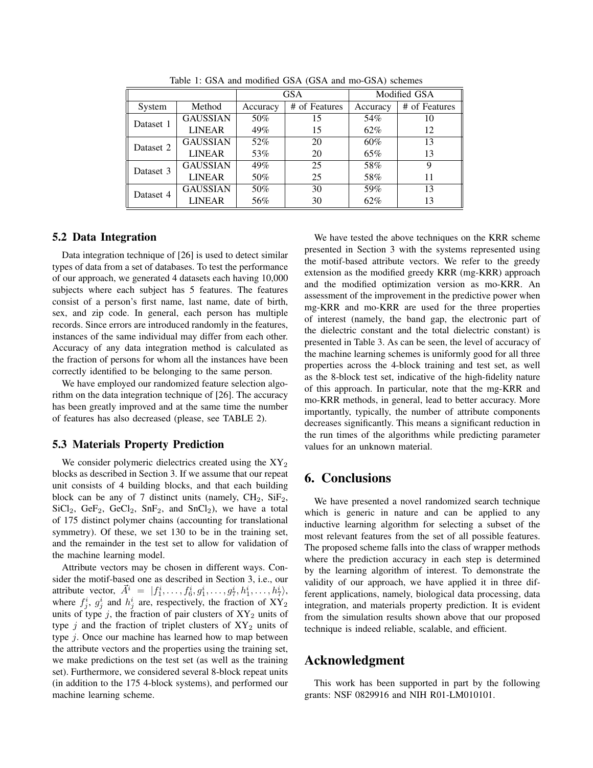Table 1: GSA and modified GSA (GSA and mo-GSA) schemes

| | | GSA | | Modified GSA | |
|---|---|---|---|---|---|
| System | Method | Accuracy | # of Features | Accuracy | # of Features |
| Dataset 1 | GAUSSIAN | 50% | 15 | 54% | 10 |
| | LINEAR | 49% | 15 | 62% | 12 |
| Dataset 2 | GAUSSIAN | 52% | 20 | 60% | 13 |
| | LINEAR | 53% | 20 | 65% | 13 |
| Dataset 3 | GAUSSIAN | 49% | 25 | 58% | 9 |
| | LINEAR | 50% | 25 | 58% | 11 |
| Dataset 4 | GAUSSIAN | 50% | 30 | 59% | 13 |
| | LINEAR | 56% | 30 | 62% | 13 |

### 5.2 Data Integration

Data integration technique of [26] is used to detect similar types of data from a set of databases. To test the performance of our approach, we generated 4 datasets each having 10,000 subjects where each subject has 5 features. The features consist of a person's first name, last name, date of birth, sex, and zip code. In general, each person has multiple records. Since errors are introduced randomly in the features, instances of the same individual may differ from each other. Accuracy of any data integration method is calculated as the fraction of persons for whom all the instances have been correctly identified to be belonging to the same person.

We have employed our randomized feature selection algorithm on the data integration technique of [26]. The accuracy has been greatly improved and at the same time the number of features has also decreased (please, see TABLE 2).

### 5.3 Materials Property Prediction

We consider polymeric dielectrics created using the $XY_2$ blocks as described in Section 3. If we assume that our repeat unit consists of 4 building blocks, and that each building block can be any of 7 distinct units (namely, $CH_2$, $SiF_2$, $SiCl_2$, $GeF_2$, $GeCl_2$, $SnF_2$, and $SnCl_2$), we have a total of 175 distinct polymer chains (accounting for translational symmetry). Of these, we set 130 to be in the training set, and the remainder in the test set to allow for validation of the machine learning model.

Attribute vectors may be chosen in different ways. Consider the motif-based one as described in Section 3, i.e., our attribute vector, $\vec{A}^i = |f_1^i, \ldots, f_6^i, g_1^i, \ldots, g_7^i, h_1^i, \ldots, h_7^i\rangle$, where $f_j^i$, $g_j^i$ and $h_j^i$ are, respectively, the fraction of $XY_2$ units of type $j$, the fraction of pair clusters of $XY_2$ units of type $j$ and the fraction of triplet clusters of $XY_2$ units of type $j$. Once our machine has learned how to map between the attribute vectors and the properties using the training set, we make predictions on the test set (as well as the training set). Furthermore, we considered several 8-block repeat units (in addition to the 175 4-block systems), and performed our machine learning scheme.

We have tested the above techniques on the KRR scheme presented in Section 3 with the systems represented using the motif-based attribute vectors. We refer to the greedy extension as the modified greedy KRR (mg-KRR) approach and the modified optimization version as mo-KRR. An assessment of the improvement in the predictive power when mg-KRR and mo-KRR are used for the three properties of interest (namely, the band gap, the electronic part of the dielectric constant and the total dielectric constant) is presented in Table 3. As can be seen, the level of accuracy of the machine learning schemes is uniformly good for all three properties across the 4-block training and test set, as well as the 8-block test set, indicative of the high-fidelity nature of this approach. In particular, note that the mg-KRR and mo-KRR methods, in general, lead to better accuracy. More importantly, typically, the number of attribute components decreases significantly. This means a significant reduction in the run times of the algorithms while predicting parameter values for an unknown material.

## 6. Conclusions

We have presented a novel randomized search technique which is generic in nature and can be applied to any inductive learning algorithm for selecting a subset of the most relevant features from the set of all possible features. The proposed scheme falls into the class of wrapper methods where the prediction accuracy in each step is determined by the learning algorithm of interest. To demonstrate the validity of our approach, we have applied it in three different applications, namely, biological data processing, data integration, and materials property prediction. It is evident from the simulation results shown above that our proposed technique is indeed reliable, scalable, and efficient.

## Acknowledgment

This work has been supported in part by the following grants: NSF 0829916 and NIH R01-LM010101.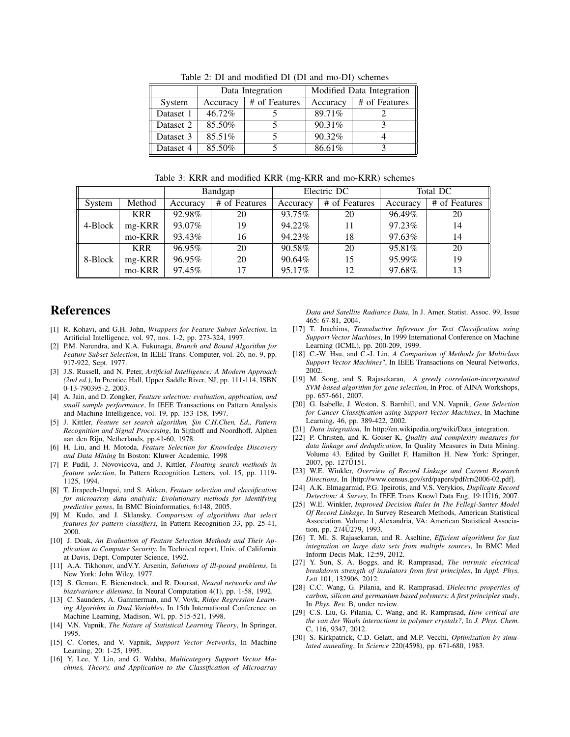Table 2: DI and modified DI (DI and mo-DI) schemes

| | Data Integration | | Modified Data Integration | |
|---|---|---|---|---|
| System | Accuracy | # of Features | Accuracy | # of Features |
| Dataset 1 | 46.72% | 5 | 89.71% | 2 |
| Dataset 2 | 85.50% | 5 | 90.31% | 3 |
| Dataset 3 | 85.51% | 5 | 90.32% | 4 |
| Dataset 4 | 85.50% | 5 | 86.61% | 3 |

Table 3: KRR and modified KRR (mg-KRR and mo-KRR) schemes

| | | Bandgap | | Electric DC | | Total DC | |
|---|---|---|---|---|---|---|---|
| System | Method | Accuracy | # of Features | Accuracy | # of Features | Accuracy | # of Features |
| 4-Block | KRR | 92.98% | 20 | 93.75% | 20 | 96.49% | 20 |
| | mg-KRR | 93.07% | 19 | 94.22% | 11 | 97.23% | 14 |
| | mo-KRR | 93.43% | 16 | 94.23% | 18 | 97.63% | 14 |
| 8-Block | KRR | 96.95% | 20 | 90.58% | 20 | 95.81% | 20 |
| | mg-KRR | 96.95% | 20 | 90.64% | 15 | 95.99% | 19 |
| | mo-KRR | 97.45% | 17 | 95.17% | 12 | 97.68% | 13 |

# References

[1] R. Kohavi, and G.H. John, *Wrappers for Feature Subset Selection*, In Artificial Intelligence, vol. 97, nos. 1-2, pp. 273-324, 1997.

[2] P.M. Narendra, and K.A. Fukunaga, *Branch and Bound Algorithm for Feature Subset Selection*, In IEEE Trans. Computer, vol. 26, no. 9, pp. 917-922, Sept. 1977.

[3] J.S. Russell, and N. Peter, *Artificial Intelligence: A Modern Approach (2nd ed.)*, In Prentice Hall, Upper Saddle River, NJ, pp. 111-114, ISBN 0-13-790395-2, 2003.

[4] A. Jain, and D. Zongker, *Feature selection: evaluation, application, and small sample performance*, In IEEE Transactions on Pattern Analysis and Machine Intelligence, vol. 19, pp. 153-158, 1997.

[5] J. Kittler, *Feature set search algorithm, Şin C.H.Chen, Ed., Pattern Recognition and Signal Processing*, In Sijthoff and Noordhoff, Alphen aan den Rijn, Netherlands, pp.41-60, 1978.

[6] H. Liu, and H. Motoda, *Feature Selection for Knowledge Discovery and Data Mining* In Boston: Kluwer Academic, 1998

[7] P. Pudil, J. Novovicova, and J. Kittler, *Floating search methods in feature selection*, In Pattern Recognition Letters, vol. 15, pp. 1119-1125, 1994.

[8] T. Jirapech-Umpai, and S. Aitken, *Feature selection and classification for microarray data analysis: Evolutionary methods for identifying predictive genes*, In BMC Bioinformatics, 6:148, 2005.

[9] M. Kudo, and J. Sklansky, *Comparison of algorithms that select features for pattern classifiers*, In Pattern Recognition 33, pp. 25-41, 2000.

[10] J. Doak, *An Evaluation of Feature Selection Methods and Their Application to Computer Security*, In Technical report, Univ. of California at Davis, Dept. Computer Science, 1992.

[11] A.A. Tikhonov, andV.Y. Arsenin, *Solutions of ill-posed problems*, In New York: John Wiley, 1977.

[12] S. Geman, E. Bienenstock, and R. Doursat, *Neural networks and the bias/variance dilemma*, In Neural Computation 4(1), pp. 1-58, 1992.

[13] C. Saunders, A. Gammerman, and V. Vovk, *Ridge Regression Learning Algorithm in Dual Variables*, In 15th International Conference on Machine Learning, Madison, WI, pp. 515-521, 1998.

[14] V.N. Vapnik, *The Nature of Statistical Learning Theory*, In Springer, 1995.

[15] C. Cortes, and V. Vapnik, *Support Vector Networks*, In Machine Learning, 20: 1-25, 1995.

[16] Y. Lee, Y. Lin, and G. Wahba, *Multicategory Support Vector Machines, Theory, and Application to the Classification of Microarray Data and Satellite Radiance Data*, In J. Amer. Statist. Assoc. 99, Issue 465: 67-81, 2004.

[17] T. Joachims, *Transductive Inference for Text Classification using Support Vector Machines*, In 1999 International Conference on Machine Learning (ICML), pp. 200-209, 1999.

[18] C.-W. Hsu, and C.-J. Lin, *A Comparison of Methods for Multiclass Support Vector Machines"*, In IEEE Transactions on Neural Networks, 2002.

[19] M. Song, and S. Rajasekaran, *A greedy correlation-incorporated SVM-based algorithm for gene selection*, In Proc. of AINA Workshops, pp. 657-661, 2007.

[20] G. Isabelle, J. Weston, S. Barnhill, and V.N. Vapnik, *Gene Selection for Cancer Classification using Support Vector Machines*, In Machine Learning, 46, pp. 389-422, 2002.

[21] *Data integration*, In http://en.wikipedia.org/wiki/Data_integration.

[22] P. Christen, and K. Goiser K, *Quality and complexity measures for data linkage and deduplication*, In Quality Measures in Data Mining. Volume 43. Edited by Guillet F, Hamilton H. New York: Springer, 2007, pp. 127Ű151.

[23] W.E. Winkler, *Overview of Record Linkage and Current Research Directions*, In [http://www.census.gov/srd/papers/pdf/rrs2006-02.pdf].

[24] A.K. Elmagarmid, P.G. Ipeirotis, and V.S. Verykios, *Duplicate Record Detection: A Survey*, In IEEE Trans Knowl Data Eng, 19:1Ű16, 2007.

[25] W.E. Winkler, *Improved Decision Rules In The Fellegi-Sunter Model Of Record Linkage*, In Survey Research Methods, American Statistical Association. Volume 1, Alexandria, VA: American Statistical Association, pp. 274Ű279, 1993.

[26] T. Mi, S. Rajasekaran, and R. Aseltine, *Efficient algorithms for fast integration on large data sets from multiple sources*, In BMC Med Inform Decis Mak, 12:59, 2012.

[27] Y. Sun, S. A. Boggs, and R. Ramprasad, *The intrinsic electrical breakdown strength of insulators from first principles*, In *Appl. Phys. Lett* 101, 132906, 2012.

[28] C.C. Wang, G. Pilania, and R. Ramprasad, *Dielectric properties of carbon, silicon and germanium based polymers: A first principles study*, In *Phys. Rev.* B, under review.

[29] C.S. Liu, G. Pilania, C. Wang, and R. Ramprasad, *How critical are the van der Waals interactions in polymer crystals?*, In *J. Phys. Chem.* C, 116, 9347, 2012.

[30] S. Kirkpatrick, C.D. Gelatt, and M.P. Vecchi, *Optimization by simulated annealing*, In *Science* 220(4598), pp. 671-680, 1983.